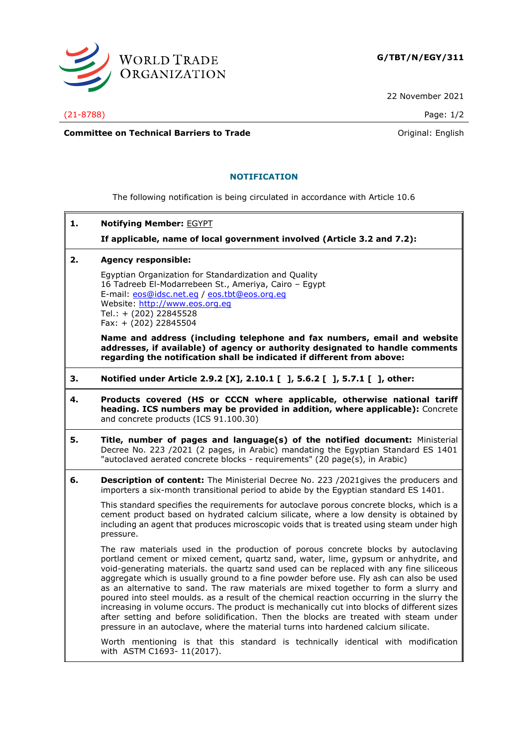WORLD TRADE ORGANIZATION

**G/TBT/N/EGY/311**

22 November 2021

(21-8788)

**Committee on Technical Barriers to Trade** Original: English

## NOTIFICATION

The following notification is being circulated in accordance with Article 10.6

**1. Notifying Member:** EGYPT

**If applicable, name of local government involved (Article 3.2 and 7.2):**

**2. Agency responsible:**

Egyptian Organization for Standardization and Quality
16 Tadreeb El-Modarrebeen St., Ameriya, Cairo – Egypt
E-mail: eos@idsc.net.eg / eos.tbt@eos.org.eg
Website: http://www.eos.org.eg
Tel.: + (202) 22845528
Fax: + (202) 22845504

**Name and address (including telephone and fax numbers, email and website addresses, if available) of agency or authority designated to handle comments regarding the notification shall be indicated if different from above:**

**3. Notified under Article 2.9.2 [X], 2.10.1 [ ], 5.6.2 [ ], 5.7.1 [ ], other:**

**4. Products covered (HS or CCCN where applicable, otherwise national tariff heading. ICS numbers may be provided in addition, where applicable):** Concrete and concrete products (ICS 91.100.30)

**5. Title, number of pages and language(s) of the notified document:** Ministerial Decree No. 223 /2021 (2 pages, in Arabic) mandating the Egyptian Standard ES 1401 "autoclaved aerated concrete blocks - requirements" (20 page(s), in Arabic)

**6. Description of content:** The Ministerial Decree No. 223 /2021gives the producers and importers a six-month transitional period to abide by the Egyptian standard ES 1401.

This standard specifies the requirements for autoclave porous concrete blocks, which is a cement product based on hydrated calcium silicate, where a low density is obtained by including an agent that produces microscopic voids that is treated using steam under high pressure.

The raw materials used in the production of porous concrete blocks by autoclaving portland cement or mixed cement, quartz sand, water, lime, gypsum or anhydrite, and void-generating materials. the quartz sand used can be replaced with any fine siliceous aggregate which is usually ground to a fine powder before use. Fly ash can also be used as an alternative to sand. The raw materials are mixed together to form a slurry and poured into steel moulds. as a result of the chemical reaction occurring in the slurry the increasing in volume occurs. The product is mechanically cut into blocks of different sizes after setting and before solidification. Then the blocks are treated with steam under pressure in an autoclave, where the material turns into hardened calcium silicate.

Worth mentioning is that this standard is technically identical with modification with ASTM C1693- 11(2017).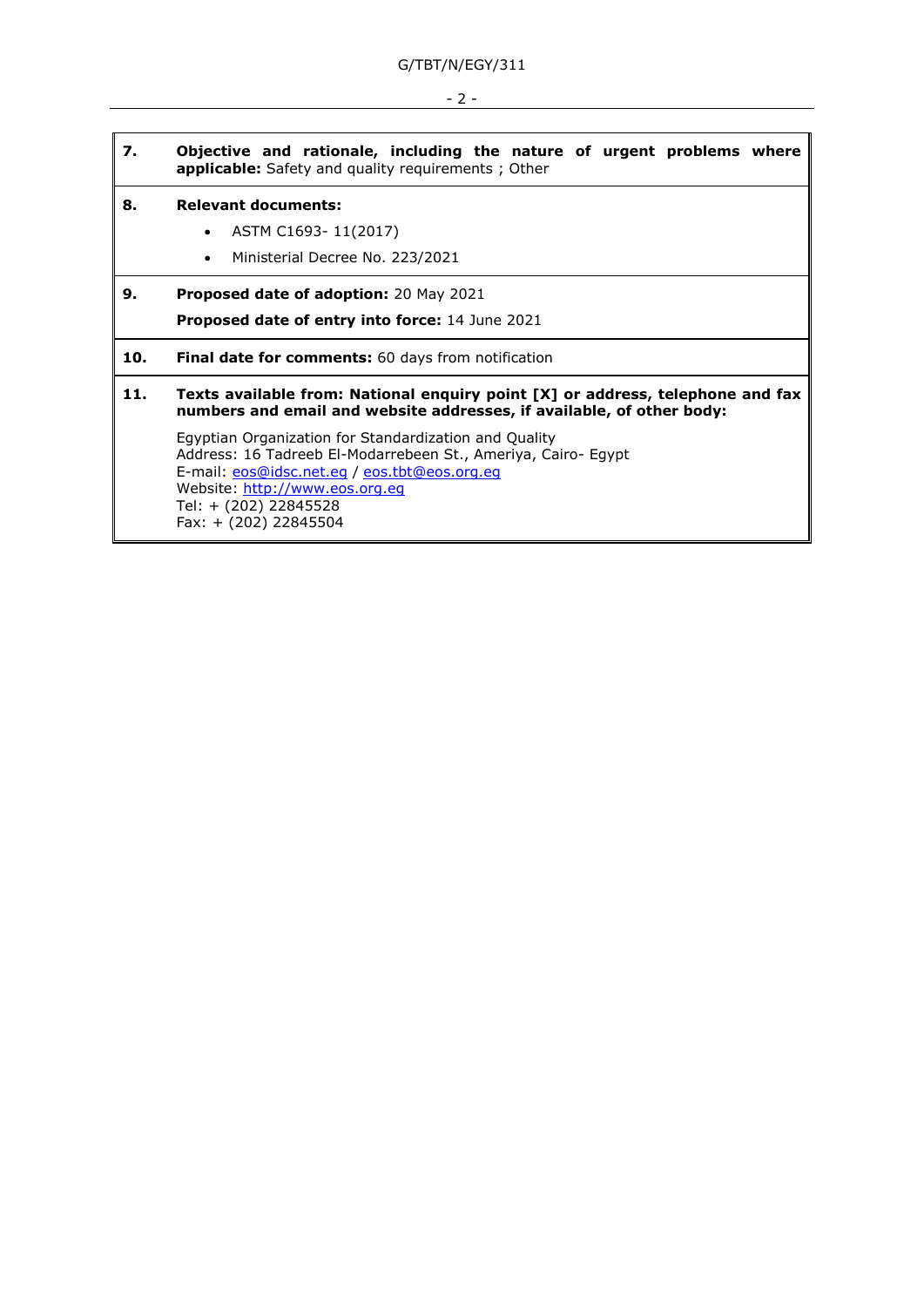**7.** **Objective and rationale, including the nature of urgent problems where applicable:** Safety and quality requirements ; Other

**8.** **Relevant documents:**

- ASTM C1693- 11(2017)
- Ministerial Decree No. 223/2021

**9.** **Proposed date of adoption:** 20 May 2021

**Proposed date of entry into force:** 14 June 2021

**10.** **Final date for comments:** 60 days from notification

**11.** **Texts available from: National enquiry point [X] or address, telephone and fax numbers and email and website addresses, if available, of other body:**

Egyptian Organization for Standardization and Quality
Address: 16 Tadreeb El-Modarrebeen St., Ameriya, Cairo- Egypt
E-mail: eos@idsc.net.eg / eos.tbt@eos.org.eg
Website: http://www.eos.org.eg
Tel: + (202) 22845528
Fax: + (202) 22845504